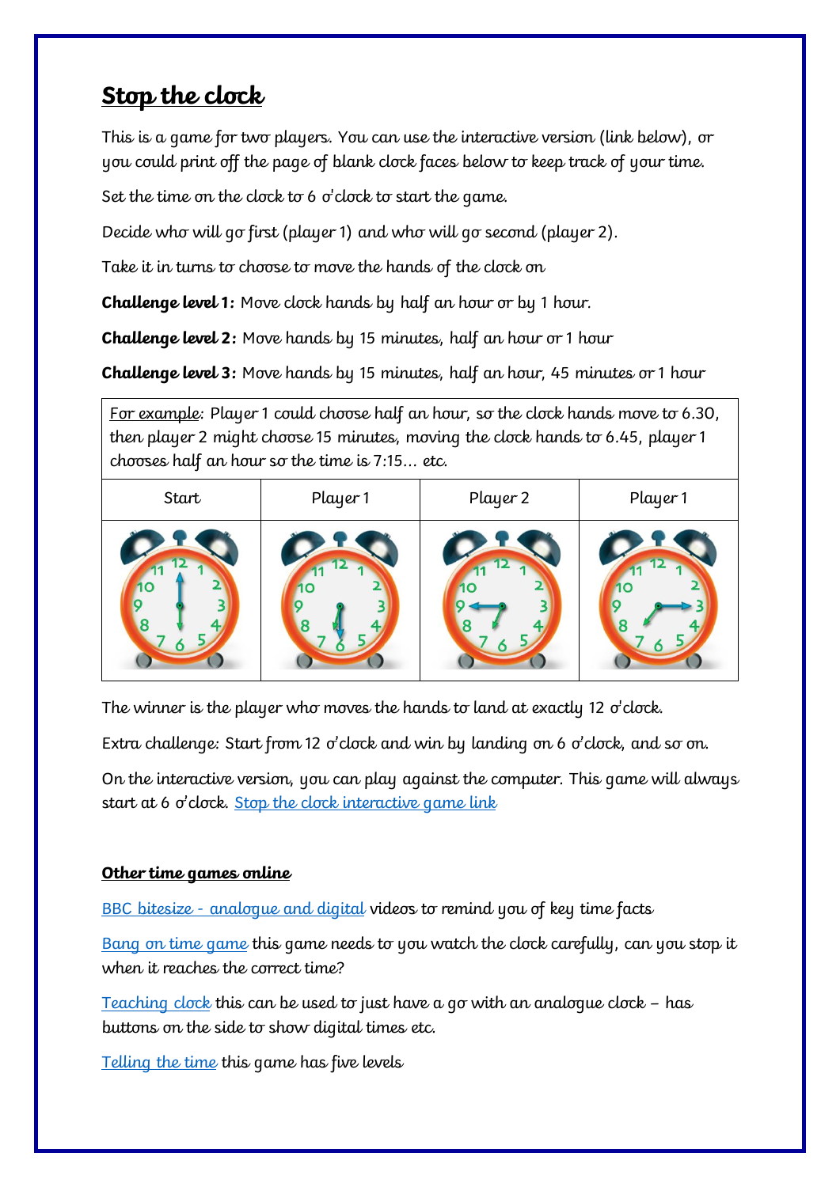# Stop the clock

This is a game for two players. You can use the interactive version (link below), or you could print off the page of blank clock faces below to keep track of your time.

Set the time on the clock to 6 o'clock to start the game.

Decide who will go first (player 1) and who will go second (player 2).

Take it in turns to choose to move the hands of the clock on

**Challenge level 1:** Move clock hands by half an hour or by 1 hour.

**Challenge level 2:** Move hands by 15 minutes, half an hour or 1 hour

**Challenge level 3:** Move hands by 15 minutes, half an hour, 45 minutes or 1 hour

| For example: Player 1 could choose half an hour, so the clock hands move to 6.30, then player 2 might choose 15 minutes, moving the clock hands to 6.45, player 1 chooses half an hour so the time is 7:15… etc. | | | |
|---|---|---|---|
| Start | Player 1 | Player 2 | Player 1 |
| | | | |

The winner is the player who moves the hands to land at exactly 12 o'clock.

Extra challenge: Start from 12 o'clock and win by landing on 6 o'clock, and so on.

On the interactive version, you can play against the computer. This game will always start at 6 o'clock. Stop the clock interactive game link

**Other time games online**

BBC bitesize - analogue and digital videos to remind you of key time facts

Bang on time game this game needs to you watch the clock carefully, can you stop it when it reaches the correct time?

Teaching clock this can be used to just have a go with an analogue clock – has buttons on the side to show digital times etc.

Telling the time this game has five levels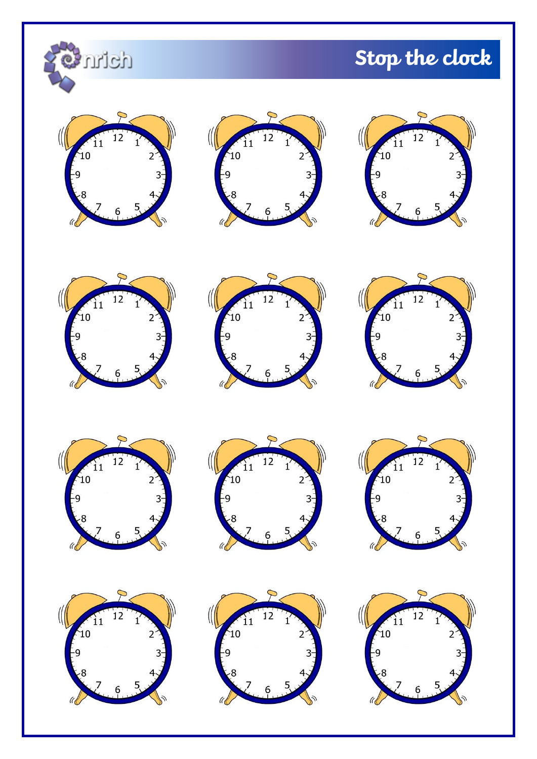# Stop the clock